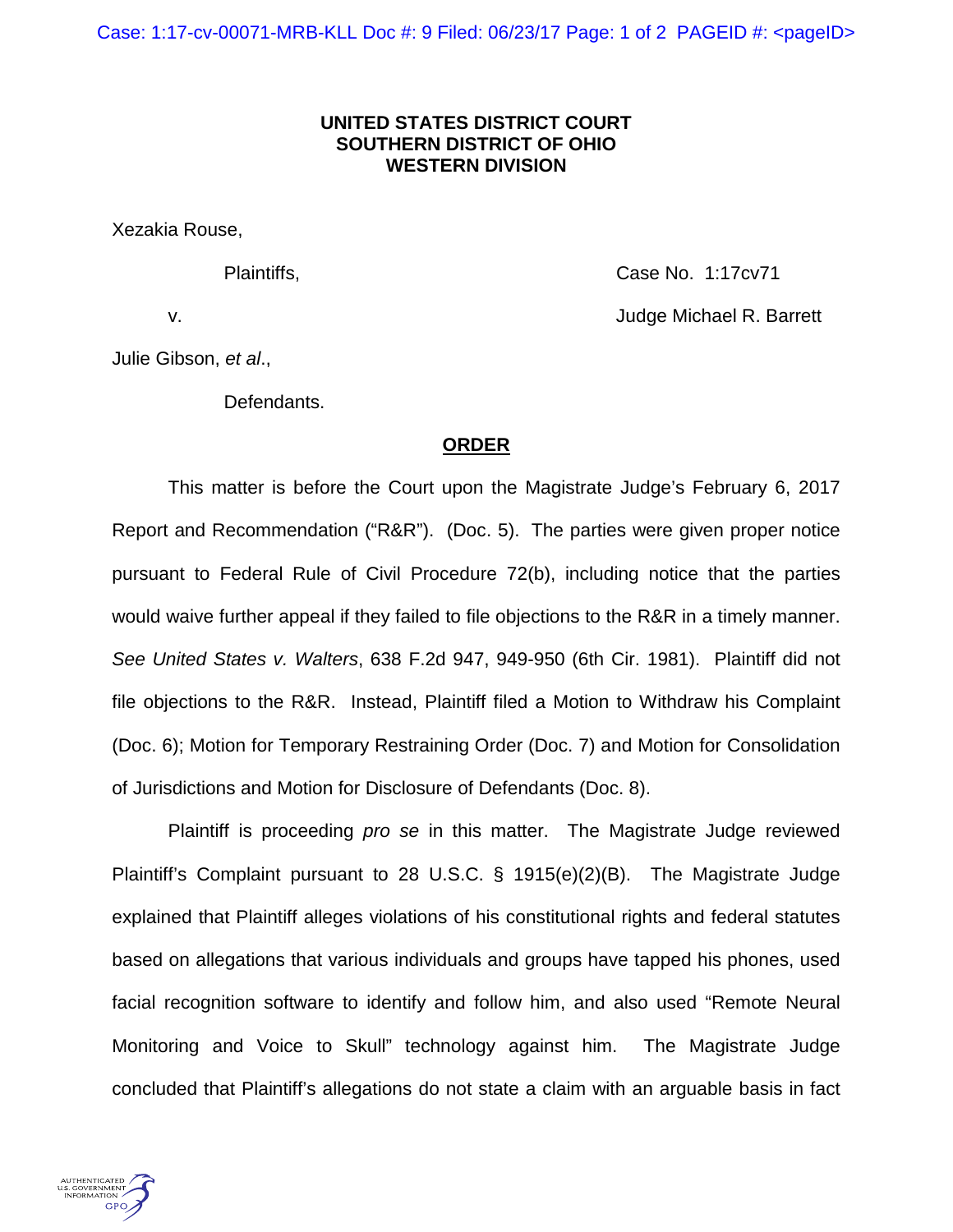**UNITED STATES DISTRICT COURT**
**SOUTHERN DISTRICT OF OHIO**
**WESTERN DIVISION**

Xezakia Rouse,

Plaintiffs, Case No. 1:17cv71

v. Judge Michael R. Barrett

Julie Gibson, *et al*.,

Defendants.

**ORDER**

This matter is before the Court upon the Magistrate Judge's February 6, 2017 Report and Recommendation ("R&R"). (Doc. 5). The parties were given proper notice pursuant to Federal Rule of Civil Procedure 72(b), including notice that the parties would waive further appeal if they failed to file objections to the R&R in a timely manner. *See United States v. Walters*, 638 F.2d 947, 949-950 (6th Cir. 1981). Plaintiff did not file objections to the R&R. Instead, Plaintiff filed a Motion to Withdraw his Complaint (Doc. 6); Motion for Temporary Restraining Order (Doc. 7) and Motion for Consolidation of Jurisdictions and Motion for Disclosure of Defendants (Doc. 8).

Plaintiff is proceeding *pro se* in this matter. The Magistrate Judge reviewed Plaintiff's Complaint pursuant to 28 U.S.C. § 1915(e)(2)(B). The Magistrate Judge explained that Plaintiff alleges violations of his constitutional rights and federal statutes based on allegations that various individuals and groups have tapped his phones, used facial recognition software to identify and follow him, and also used "Remote Neural Monitoring and Voice to Skull" technology against him. The Magistrate Judge concluded that Plaintiff's allegations do not state a claim with an arguable basis in fact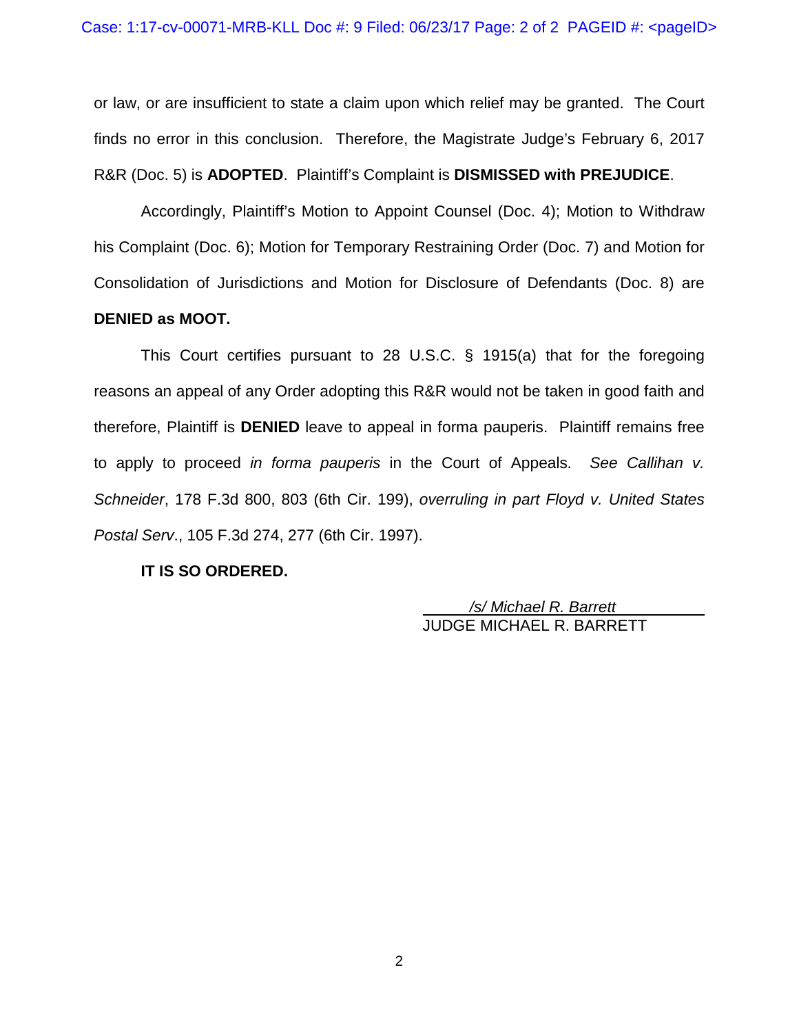or law, or are insufficient to state a claim upon which relief may be granted. The Court finds no error in this conclusion. Therefore, the Magistrate Judge's February 6, 2017 R&R (Doc. 5) is **ADOPTED**. Plaintiff's Complaint is **DISMISSED with PREJUDICE**.

Accordingly, Plaintiff's Motion to Appoint Counsel (Doc. 4); Motion to Withdraw his Complaint (Doc. 6); Motion for Temporary Restraining Order (Doc. 7) and Motion for Consolidation of Jurisdictions and Motion for Disclosure of Defendants (Doc. 8) are **DENIED as MOOT.**

This Court certifies pursuant to 28 U.S.C. § 1915(a) that for the foregoing reasons an appeal of any Order adopting this R&R would not be taken in good faith and therefore, Plaintiff is **DENIED** leave to appeal in forma pauperis. Plaintiff remains free to apply to proceed *in forma pauperis* in the Court of Appeals. *See Callihan v. Schneider*, 178 F.3d 800, 803 (6th Cir. 199), *overruling in part Floyd v. United States Postal Serv*., 105 F.3d 274, 277 (6th Cir. 1997).

**IT IS SO ORDERED.**

*/s/ Michael R. Barrett*
JUDGE MICHAEL R. BARRETT